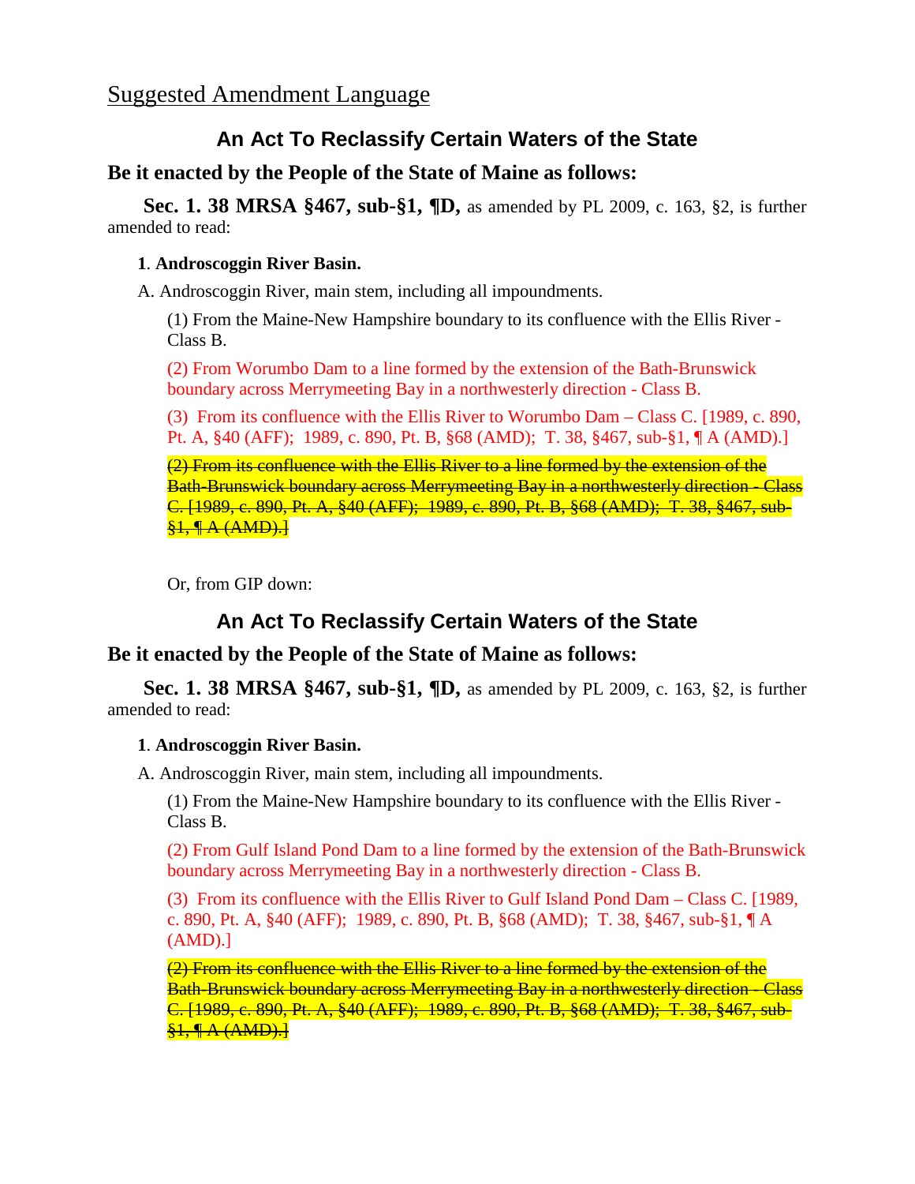Suggested Amendment Language

## An Act To Reclassify Certain Waters of the State

### Be it enacted by the People of the State of Maine as follows:

**Sec. 1. 38 MRSA §467, sub-§1, ¶D,** as amended by PL 2009, c. 163, §2, is further amended to read:

**1**. **Androscoggin River Basin.**

A. Androscoggin River, main stem, including all impoundments.

(1) From the Maine-New Hampshire boundary to its confluence with the Ellis River - Class B.

(2) From Worumbo Dam to a line formed by the extension of the Bath-Brunswick boundary across Merrymeeting Bay in a northwesterly direction - Class B.

(3) From its confluence with the Ellis River to Worumbo Dam – Class C. [1989, c. 890, Pt. A, §40 (AFF); 1989, c. 890, Pt. B, §68 (AMD); T. 38, §467, sub-§1, ¶ A (AMD).]

~~(2) From its confluence with the Ellis River to a line formed by the extension of the Bath-Brunswick boundary across Merrymeeting Bay in a northwesterly direction - Class C. [1989, c. 890, Pt. A, §40 (AFF); 1989, c. 890, Pt. B, §68 (AMD); T. 38, §467, sub-§1, ¶ A (AMD).]~~

Or, from GIP down:

## An Act To Reclassify Certain Waters of the State

### Be it enacted by the People of the State of Maine as follows:

**Sec. 1. 38 MRSA §467, sub-§1, ¶D,** as amended by PL 2009, c. 163, §2, is further amended to read:

**1**. **Androscoggin River Basin.**

A. Androscoggin River, main stem, including all impoundments.

(1) From the Maine-New Hampshire boundary to its confluence with the Ellis River - Class B.

(2) From Gulf Island Pond Dam to a line formed by the extension of the Bath-Brunswick boundary across Merrymeeting Bay in a northwesterly direction - Class B.

(3) From its confluence with the Ellis River to Gulf Island Pond Dam – Class C. [1989, c. 890, Pt. A, §40 (AFF); 1989, c. 890, Pt. B, §68 (AMD); T. 38, §467, sub-§1, ¶ A (AMD).]

~~(2) From its confluence with the Ellis River to a line formed by the extension of the Bath-Brunswick boundary across Merrymeeting Bay in a northwesterly direction - Class C. [1989, c. 890, Pt. A, §40 (AFF); 1989, c. 890, Pt. B, §68 (AMD); T. 38, §467, sub-§1, ¶ A (AMD).]~~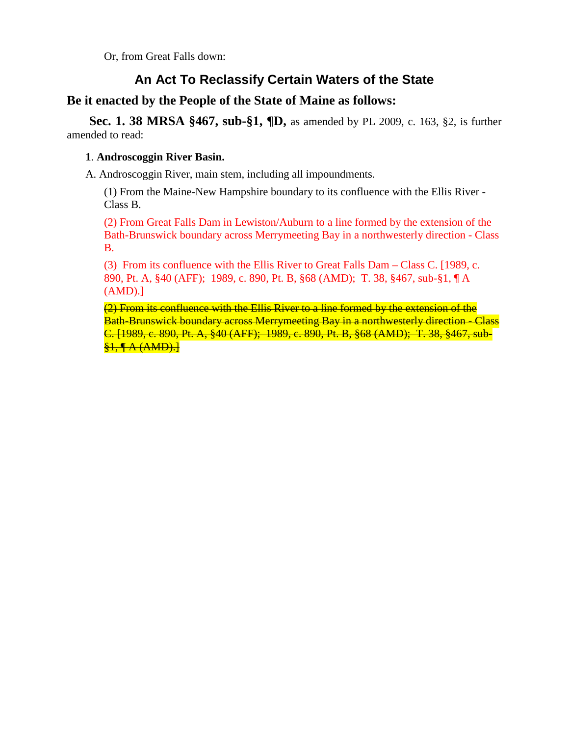Or, from Great Falls down:

## An Act To Reclassify Certain Waters of the State

### Be it enacted by the People of the State of Maine as follows:

**Sec. 1. 38 MRSA §467, sub-§1, ¶D,** as amended by PL 2009, c. 163, §2, is further amended to read:

**1**. **Androscoggin River Basin.**

A. Androscoggin River, main stem, including all impoundments.

(1) From the Maine-New Hampshire boundary to its confluence with the Ellis River - Class B.

(2) From Great Falls Dam in Lewiston/Auburn to a line formed by the extension of the Bath-Brunswick boundary across Merrymeeting Bay in a northwesterly direction - Class B.

(3) From its confluence with the Ellis River to Great Falls Dam – Class C. [1989, c. 890, Pt. A, §40 (AFF); 1989, c. 890, Pt. B, §68 (AMD); T. 38, §467, sub-§1, ¶ A (AMD).]

~~(2) From its confluence with the Ellis River to a line formed by the extension of the Bath-Brunswick boundary across Merrymeeting Bay in a northwesterly direction - Class C. [1989, c. 890, Pt. A, §40 (AFF); 1989, c. 890, Pt. B, §68 (AMD); T. 38, §467, sub-§1, ¶ A (AMD).]~~